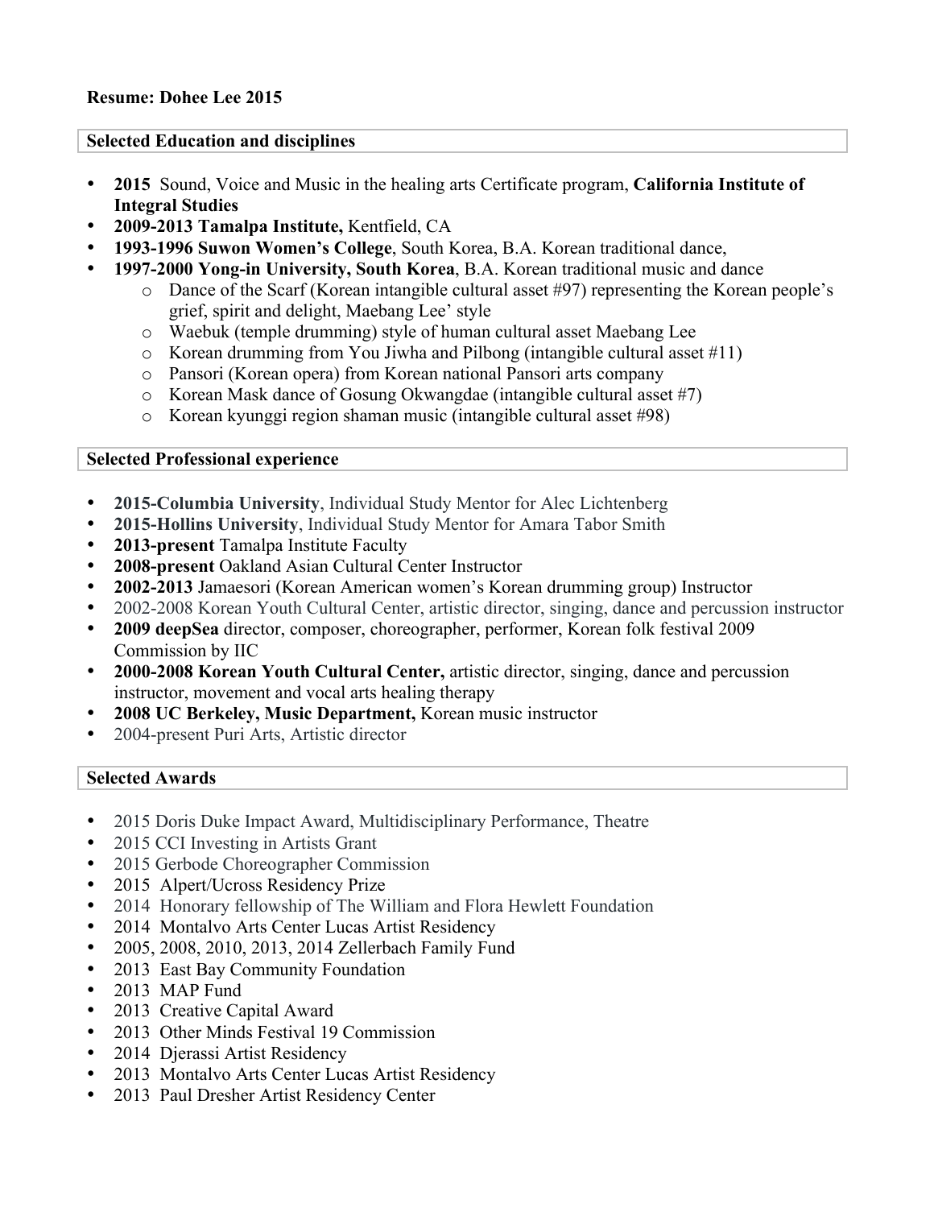**Resume: Dohee Lee 2015**

## Selected Education and disciplines

- **2015** Sound, Voice and Music in the healing arts Certificate program, **California Institute of Integral Studies**
- **2009-2013 Tamalpa Institute,** Kentfield, CA
- **1993-1996 Suwon Women's College**, South Korea, B.A. Korean traditional dance,
- **1997-2000 Yong-in University, South Korea**, B.A. Korean traditional music and dance
    - Dance of the Scarf (Korean intangible cultural asset #97) representing the Korean people's grief, spirit and delight, Maebang Lee' style
    - Waebuk (temple drumming) style of human cultural asset Maebang Lee
    - Korean drumming from You Jiwha and Pilbong (intangible cultural asset #11)
    - Pansori (Korean opera) from Korean national Pansori arts company
    - Korean Mask dance of Gosung Okwangdae (intangible cultural asset #7)
    - Korean kyunggi region shaman music (intangible cultural asset #98)

## Selected Professional experience

- **2015-Columbia University**, Individual Study Mentor for Alec Lichtenberg
- **2015-Hollins University**, Individual Study Mentor for Amara Tabor Smith
- **2013-present** Tamalpa Institute Faculty
- **2008-present** Oakland Asian Cultural Center Instructor
- **2002-2013** Jamaesori (Korean American women's Korean drumming group) Instructor
- 2002-2008 Korean Youth Cultural Center, artistic director, singing, dance and percussion instructor
- **2009 deepSea** director, composer, choreographer, performer, Korean folk festival 2009 Commission by IIC
- **2000-2008 Korean Youth Cultural Center,** artistic director, singing, dance and percussion instructor, movement and vocal arts healing therapy
- **2008 UC Berkeley, Music Department,** Korean music instructor
- 2004-present Puri Arts, Artistic director

## Selected Awards

- 2015 Doris Duke Impact Award, Multidisciplinary Performance, Theatre
- 2015 CCI Investing in Artists Grant
- 2015 Gerbode Choreographer Commission
- 2015 Alpert/Ucross Residency Prize
- 2014 Honorary fellowship of The William and Flora Hewlett Foundation
- 2014 Montalvo Arts Center Lucas Artist Residency
- 2005, 2008, 2010, 2013, 2014 Zellerbach Family Fund
- 2013 East Bay Community Foundation
- 2013 MAP Fund
- 2013 Creative Capital Award
- 2013 Other Minds Festival 19 Commission
- 2014 Djerassi Artist Residency
- 2013 Montalvo Arts Center Lucas Artist Residency
- 2013 Paul Dresher Artist Residency Center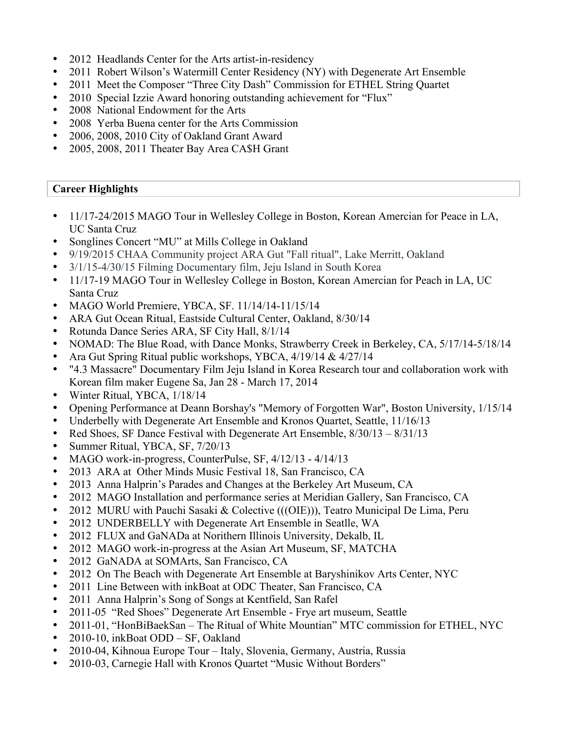- 2012  Headlands Center for the Arts artist-in-residency
- 2011  Robert Wilson's Watermill Center Residency (NY) with Degenerate Art Ensemble
- 2011  Meet the Composer "Three City Dash" Commission for ETHEL String Quartet
- 2010  Special Izzie Award honoring outstanding achievement for "Flux"
- 2008  National Endowment for the Arts
- 2008  Yerba Buena center for the Arts Commission
- 2006, 2008, 2010 City of Oakland Grant Award
- 2005, 2008, 2011 Theater Bay Area CA$H Grant

## Career Highlights

- 11/17-24/2015 MAGO Tour in Wellesley College in Boston, Korean Amercian for Peace in LA, UC Santa Cruz
- Songlines Concert "MU" at Mills College in Oakland
- 9/19/2015 CHAA Community project ARA Gut "Fall ritual", Lake Merritt, Oakland
- 3/1/15-4/30/15 Filming Documentary film, Jeju Island in South Korea
- 11/17-19 MAGO Tour in Wellesley College in Boston, Korean Amercian for Peach in LA, UC Santa Cruz
- MAGO World Premiere, YBCA, SF. 11/14/14-11/15/14
- ARA Gut Ocean Ritual, Eastside Cultural Center, Oakland, 8/30/14
- Rotunda Dance Series ARA, SF City Hall, 8/1/14
- NOMAD: The Blue Road, with Dance Monks, Strawberry Creek in Berkeley, CA, 5/17/14-5/18/14
- Ara Gut Spring Ritual public workshops, YBCA, 4/19/14 & 4/27/14
- "4.3 Massacre" Documentary Film Jeju Island in Korea Research tour and collaboration work with Korean film maker Eugene Sa, Jan 28 - March 17, 2014
- Winter Ritual, YBCA, 1/18/14
- Opening Performance at Deann Borshay's "Memory of Forgotten War", Boston University, 1/15/14
- Underbelly with Degenerate Art Ensemble and Kronos Quartet, Seattle, 11/16/13
- Red Shoes, SF Dance Festival with Degenerate Art Ensemble, 8/30/13 – 8/31/13
- Summer Ritual, YBCA, SF, 7/20/13
- MAGO work-in-progress, CounterPulse, SF, 4/12/13 - 4/14/13
- 2013  ARA at  Other Minds Music Festival 18, San Francisco, CA
- 2013  Anna Halprin's Parades and Changes at the Berkeley Art Museum, CA
- 2012  MAGO Installation and performance series at Meridian Gallery, San Francisco, CA
- 2012  MURU with Pauchi Sasaki & Colective (((OIE))), Teatro Municipal De Lima, Peru
- 2012  UNDERBELLY with Degenerate Art Ensemble in Seatlle, WA
- 2012  FLUX and GaNADa at Norithern Illinois University, Dekalb, IL
- 2012  MAGO work-in-progress at the Asian Art Museum, SF, MATCHA
- 2012  GaNADA at SOMArts, San Francisco, CA
- 2012  On The Beach with Degenerate Art Ensemble at Baryshinikov Arts Center, NYC
- 2011  Line Between with inkBoat at ODC Theater, San Francisco, CA
- 2011  Anna Halprin's Song of Songs at Kentfield, San Rafel
- 2011-05  "Red Shoes" Degenerate Art Ensemble - Frye art museum, Seattle
- 2011-01, "HonBiBaekSan – The Ritual of White Mountian" MTC commission for ETHEL, NYC
- 2010-10, inkBoat ODD – SF, Oakland
- 2010-04, Kihnoua Europe Tour – Italy, Slovenia, Germany, Austria, Russia
- 2010-03, Carnegie Hall with Kronos Quartet "Music Without Borders"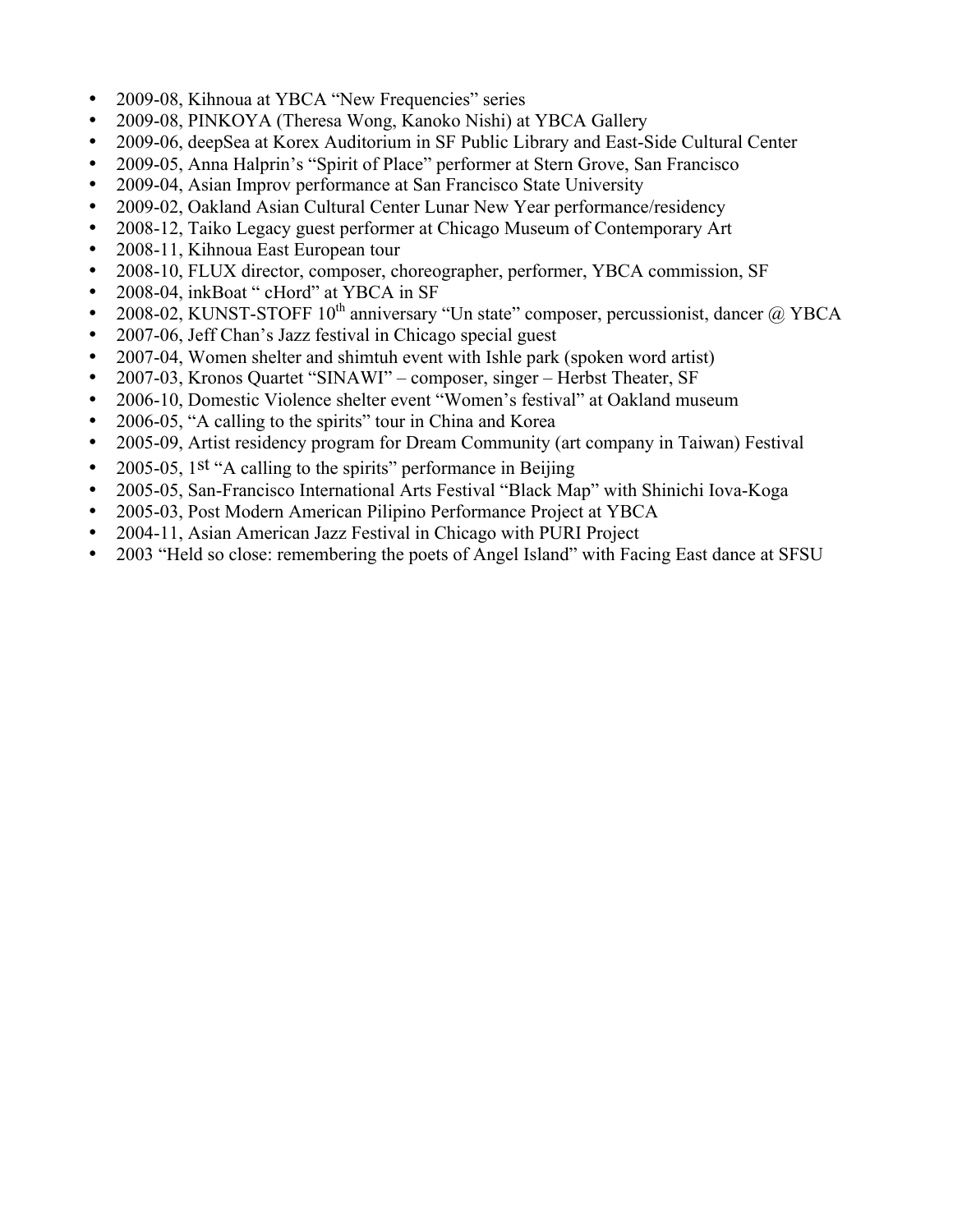- 2009-08, Kihnoua at YBCA "New Frequencies" series
- 2009-08, PINKOYA (Theresa Wong, Kanoko Nishi) at YBCA Gallery
- 2009-06, deepSea at Korex Auditorium in SF Public Library and East-Side Cultural Center
- 2009-05, Anna Halprin's "Spirit of Place" performer at Stern Grove, San Francisco
- 2009-04, Asian Improv performance at San Francisco State University
- 2009-02, Oakland Asian Cultural Center Lunar New Year performance/residency
- 2008-12, Taiko Legacy guest performer at Chicago Museum of Contemporary Art
- 2008-11, Kihnoua East European tour
- 2008-10, FLUX director, composer, choreographer, performer, YBCA commission, SF
- 2008-04, inkBoat " cHord" at YBCA in SF
- 2008-02, KUNST-STOFF 10th anniversary "Un state" composer, percussionist, dancer @ YBCA
- 2007-06, Jeff Chan's Jazz festival in Chicago special guest
- 2007-04, Women shelter and shimtuh event with Ishle park (spoken word artist)
- 2007-03, Kronos Quartet "SINAWI" – composer, singer – Herbst Theater, SF
- 2006-10, Domestic Violence shelter event "Women's festival" at Oakland museum
- 2006-05, "A calling to the spirits" tour in China and Korea
- 2005-09, Artist residency program for Dream Community (art company in Taiwan) Festival
- 2005-05, 1st "A calling to the spirits" performance in Beijing
- 2005-05, San-Francisco International Arts Festival "Black Map" with Shinichi Iova-Koga
- 2005-03, Post Modern American Pilipino Performance Project at YBCA
- 2004-11, Asian American Jazz Festival in Chicago with PURI Project
- 2003 "Held so close: remembering the poets of Angel Island" with Facing East dance at SFSU